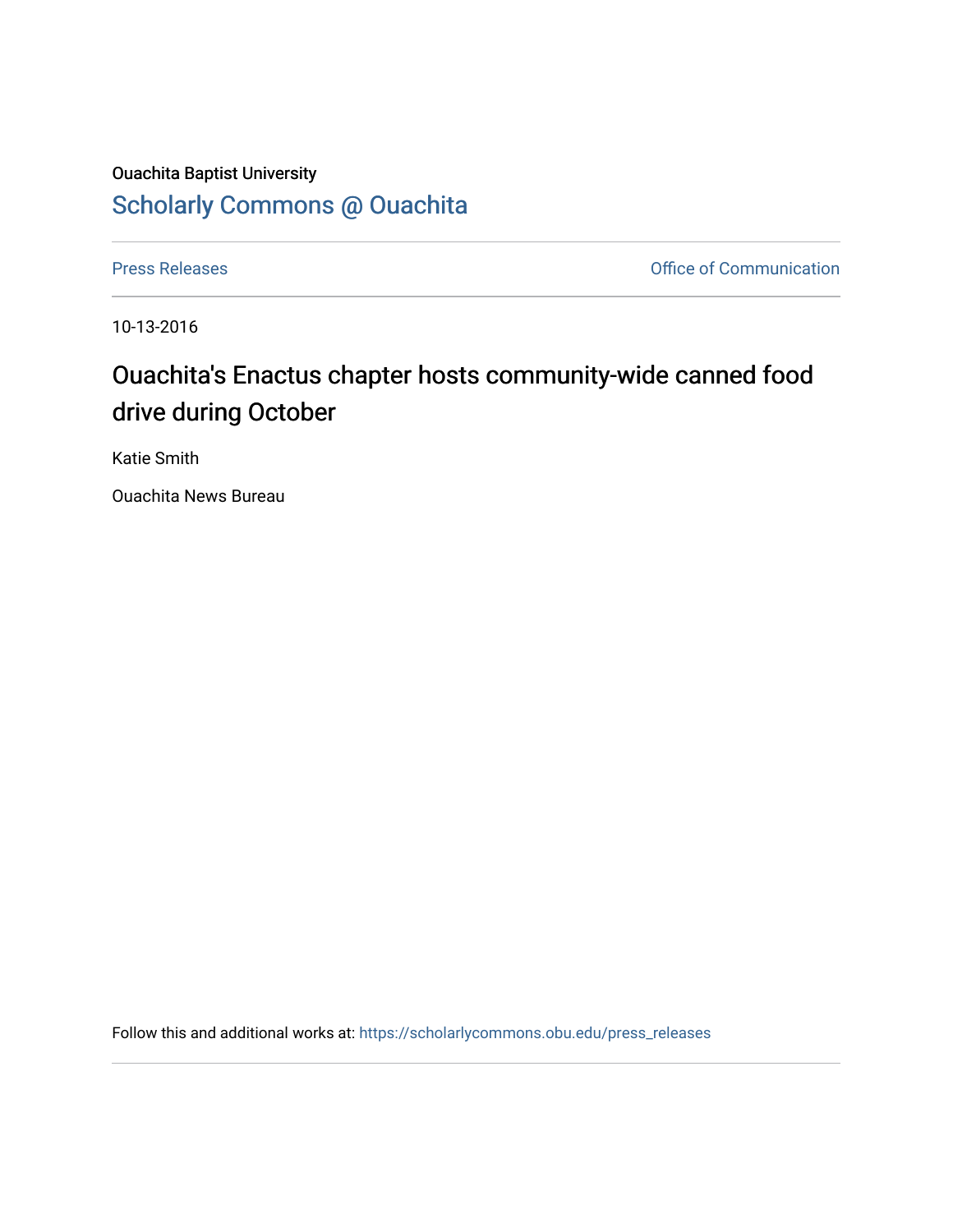Ouachita Baptist University

## Scholarly Commons @ Ouachita

Press Releases

Office of Communication

10-13-2016

# Ouachita's Enactus chapter hosts community-wide canned food drive during October

Katie Smith

Ouachita News Bureau

Follow this and additional works at: https://scholarlycommons.obu.edu/press_releases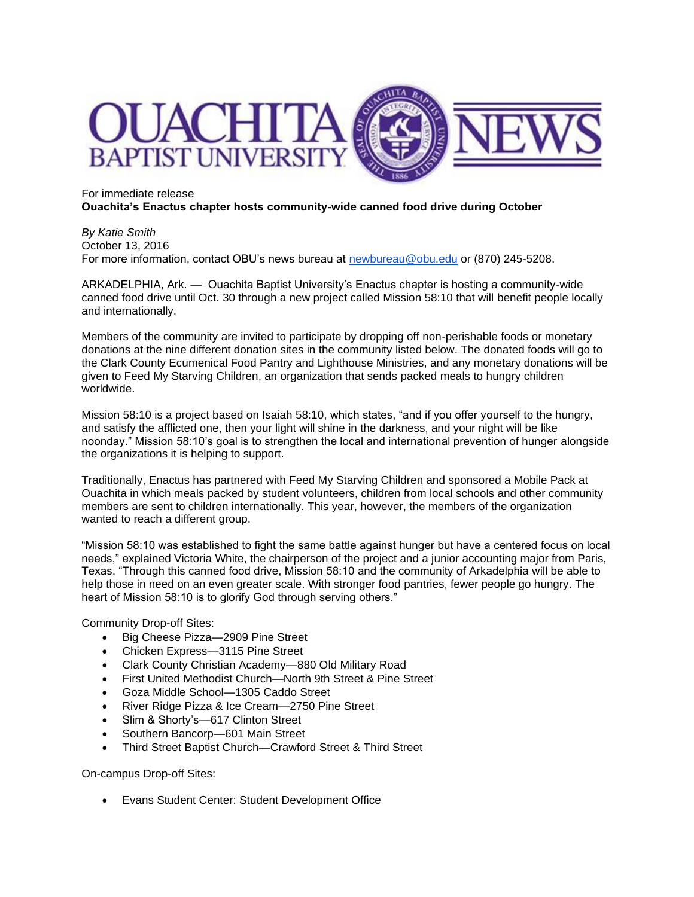For immediate release

**Ouachita's Enactus chapter hosts community-wide canned food drive during October**

*By Katie Smith*

October 13, 2016

For more information, contact OBU's news bureau at newbureau@obu.edu or (870) 245-5208.

ARKADELPHIA, Ark. — Ouachita Baptist University's Enactus chapter is hosting a community-wide canned food drive until Oct. 30 through a new project called Mission 58:10 that will benefit people locally and internationally.

Members of the community are invited to participate by dropping off non-perishable foods or monetary donations at the nine different donation sites in the community listed below. The donated foods will go to the Clark County Ecumenical Food Pantry and Lighthouse Ministries, and any monetary donations will be given to Feed My Starving Children, an organization that sends packed meals to hungry children worldwide.

Mission 58:10 is a project based on Isaiah 58:10, which states, "and if you offer yourself to the hungry, and satisfy the afflicted one, then your light will shine in the darkness, and your night will be like noonday." Mission 58:10's goal is to strengthen the local and international prevention of hunger alongside the organizations it is helping to support.

Traditionally, Enactus has partnered with Feed My Starving Children and sponsored a Mobile Pack at Ouachita in which meals packed by student volunteers, children from local schools and other community members are sent to children internationally. This year, however, the members of the organization wanted to reach a different group.

"Mission 58:10 was established to fight the same battle against hunger but have a centered focus on local needs," explained Victoria White, the chairperson of the project and a junior accounting major from Paris, Texas. "Through this canned food drive, Mission 58:10 and the community of Arkadelphia will be able to help those in need on an even greater scale. With stronger food pantries, fewer people go hungry. The heart of Mission 58:10 is to glorify God through serving others."

Community Drop-off Sites:

- Big Cheese Pizza—2909 Pine Street
- Chicken Express—3115 Pine Street
- Clark County Christian Academy—880 Old Military Road
- First United Methodist Church—North 9th Street & Pine Street
- Goza Middle School—1305 Caddo Street
- River Ridge Pizza & Ice Cream—2750 Pine Street
- Slim & Shorty's—617 Clinton Street
- Southern Bancorp—601 Main Street
- Third Street Baptist Church—Crawford Street & Third Street

On-campus Drop-off Sites:

- Evans Student Center: Student Development Office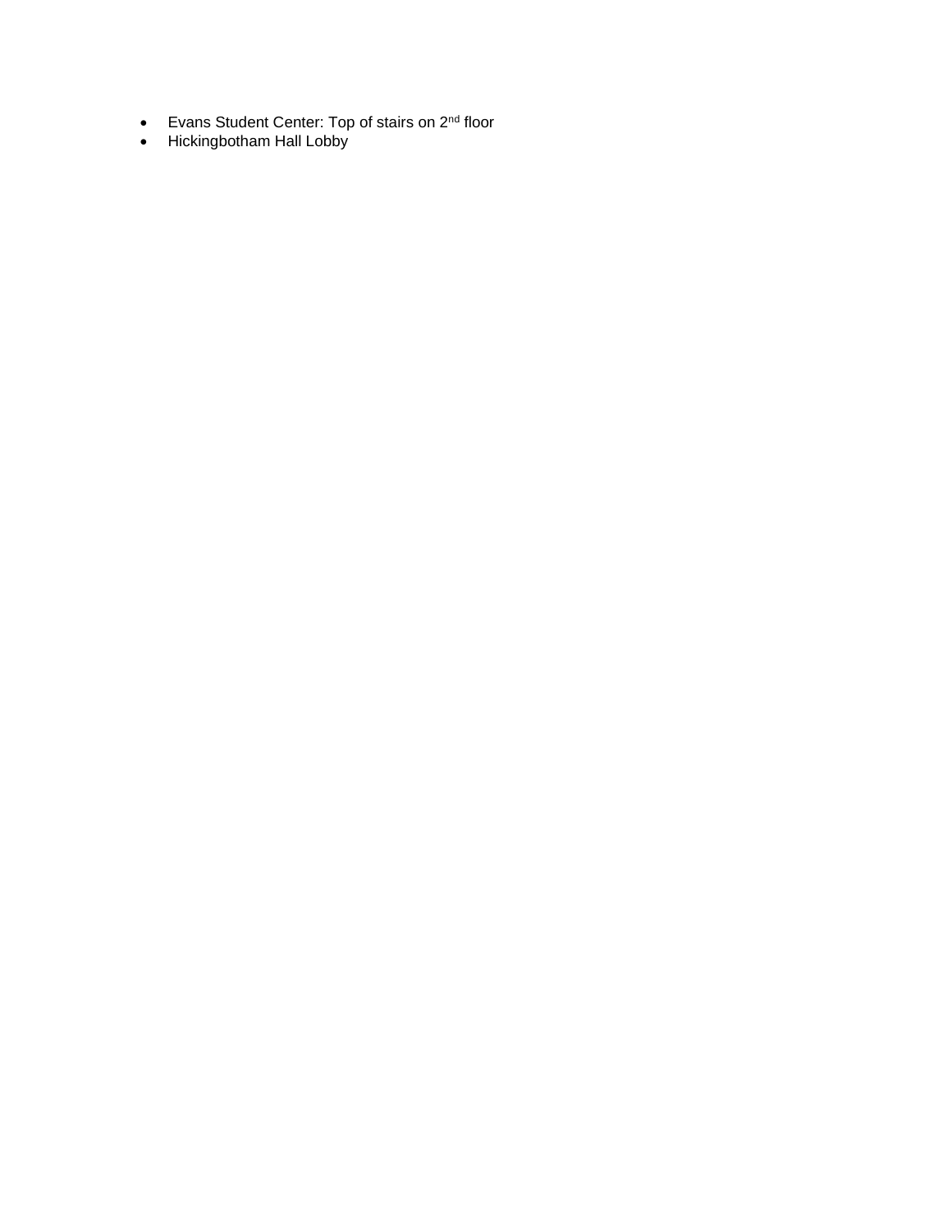- Evans Student Center: Top of stairs on $2^{nd}$ floor
- Hickingbotham Hall Lobby